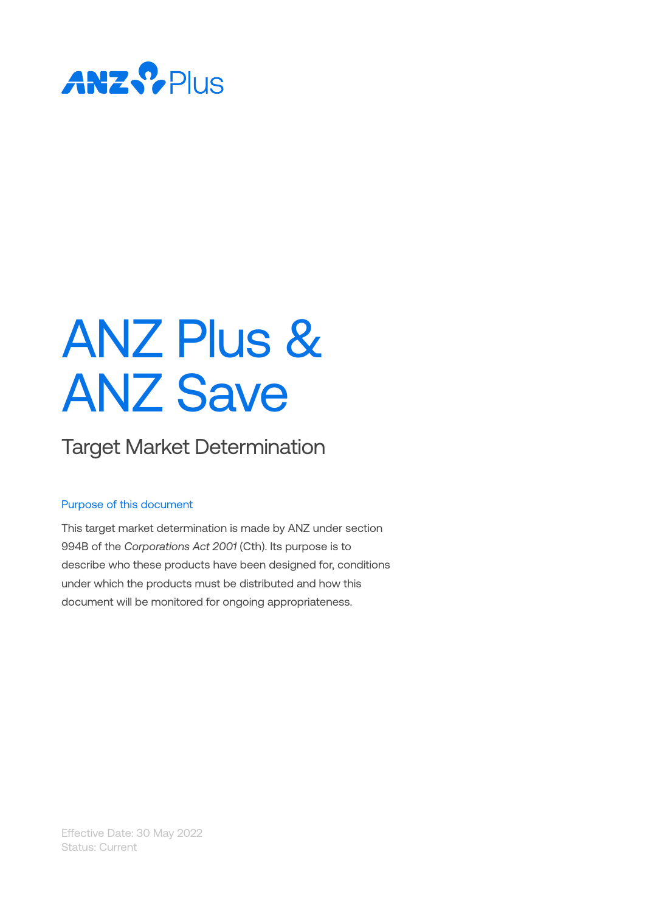ANZ Plus

# ANZ Plus & ANZ Save

## Target Market Determination

### Purpose of this document

This target market determination is made by ANZ under section 994B of the *Corporations Act 2001* (Cth). Its purpose is to describe who these products have been designed for, conditions under which the products must be distributed and how this document will be monitored for ongoing appropriateness.

Effective Date: 30 May 2022
Status: Current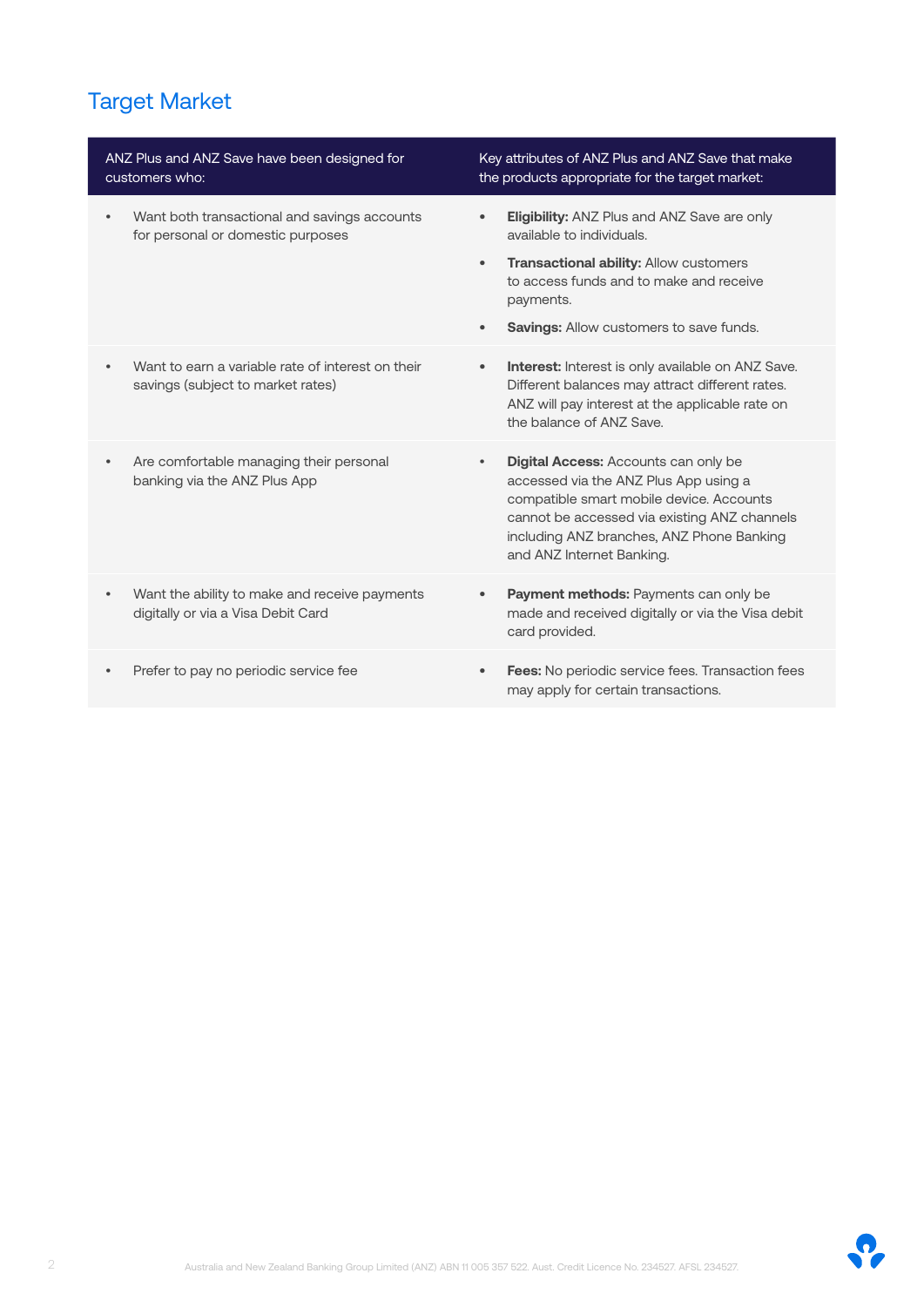## Target Market

| ANZ Plus and ANZ Save have been designed for customers who: | Key attributes of ANZ Plus and ANZ Save that make the products appropriate for the target market: |
|---|---|
| • Want both transactional and savings accounts for personal or domestic purposes | • **Eligibility:** ANZ Plus and ANZ Save are only available to individuals.<br>• **Transactional ability:** Allow customers to access funds and to make and receive payments.<br>• **Savings:** Allow customers to save funds. |
| • Want to earn a variable rate of interest on their savings (subject to market rates) | • **Interest:** Interest is only available on ANZ Save. Different balances may attract different rates. ANZ will pay interest at the applicable rate on the balance of ANZ Save. |
| • Are comfortable managing their personal banking via the ANZ Plus App | • **Digital Access:** Accounts can only be accessed via the ANZ Plus App using a compatible smart mobile device. Accounts cannot be accessed via existing ANZ channels including ANZ branches, ANZ Phone Banking and ANZ Internet Banking. |
| • Want the ability to make and receive payments digitally or via a Visa Debit Card | • **Payment methods:** Payments can only be made and received digitally or via the Visa debit card provided. |
| • Prefer to pay no periodic service fee | • **Fees:** No periodic service fees. Transaction fees may apply for certain transactions. |

Australia and New Zealand Banking Group Limited (ANZ) ABN 11 005 357 522. Aust. Credit Licence No. 234527. AFSL 234527.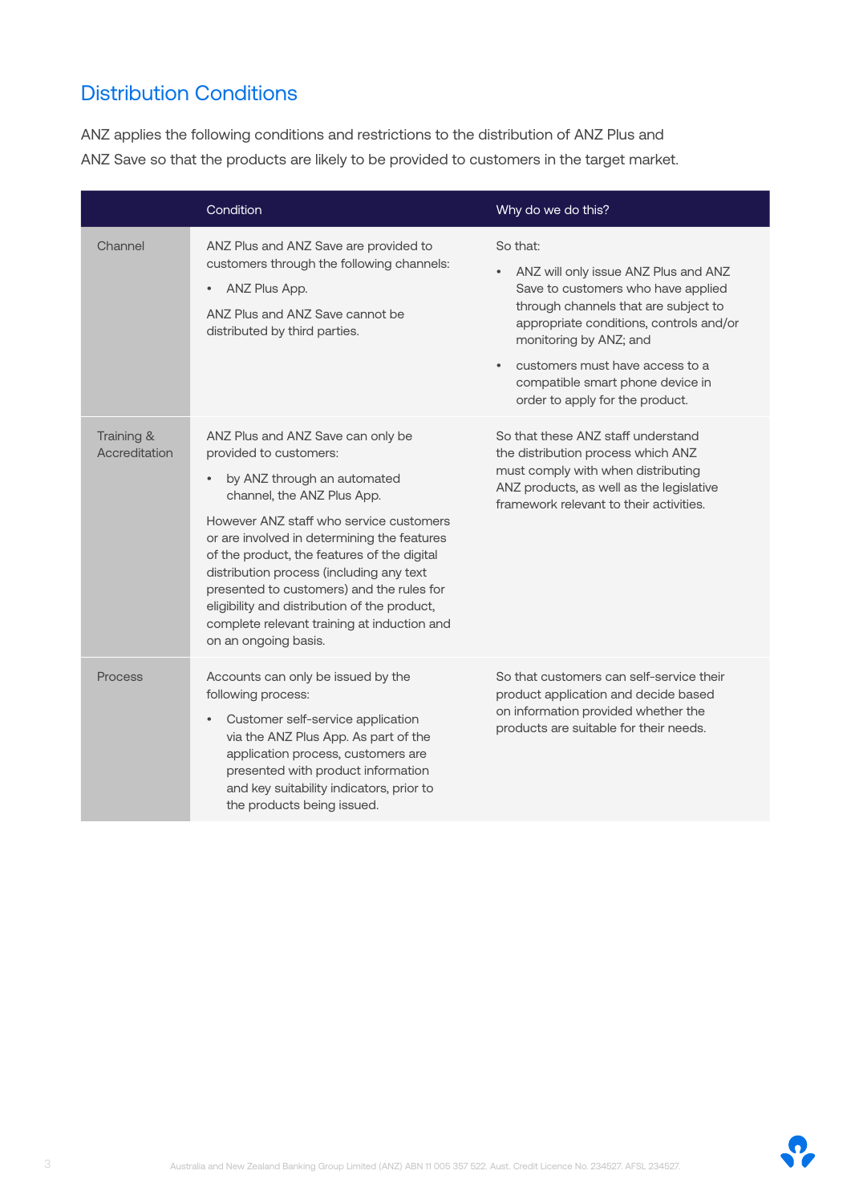## Distribution Conditions

ANZ applies the following conditions and restrictions to the distribution of ANZ Plus and ANZ Save so that the products are likely to be provided to customers in the target market.

| | Condition | Why do we do this? |
|---|---|---|
| Channel | ANZ Plus and ANZ Save are provided to customers through the following channels:<br>• ANZ Plus App.<br>ANZ Plus and ANZ Save cannot be distributed by third parties. | So that:<br>• ANZ will only issue ANZ Plus and ANZ Save to customers who have applied through channels that are subject to appropriate conditions, controls and/or monitoring by ANZ; and<br>• customers must have access to a compatible smart phone device in order to apply for the product. |
| Training & Accreditation | ANZ Plus and ANZ Save can only be provided to customers:<br>• by ANZ through an automated channel, the ANZ Plus App.<br>However ANZ staff who service customers or are involved in determining the features of the product, the features of the digital distribution process (including any text presented to customers) and the rules for eligibility and distribution of the product, complete relevant training at induction and on an ongoing basis. | So that these ANZ staff understand the distribution process which ANZ must comply with when distributing ANZ products, as well as the legislative framework relevant to their activities. |
| Process | Accounts can only be issued by the following process:<br>• Customer self-service application via the ANZ Plus App. As part of the application process, customers are presented with product information and key suitability indicators, prior to the products being issued. | So that customers can self-service their product application and decide based on information provided whether the products are suitable for their needs. |

Australia and New Zealand Banking Group Limited (ANZ) ABN 11 005 357 522. Aust. Credit Licence No. 234527. AFSL 234527.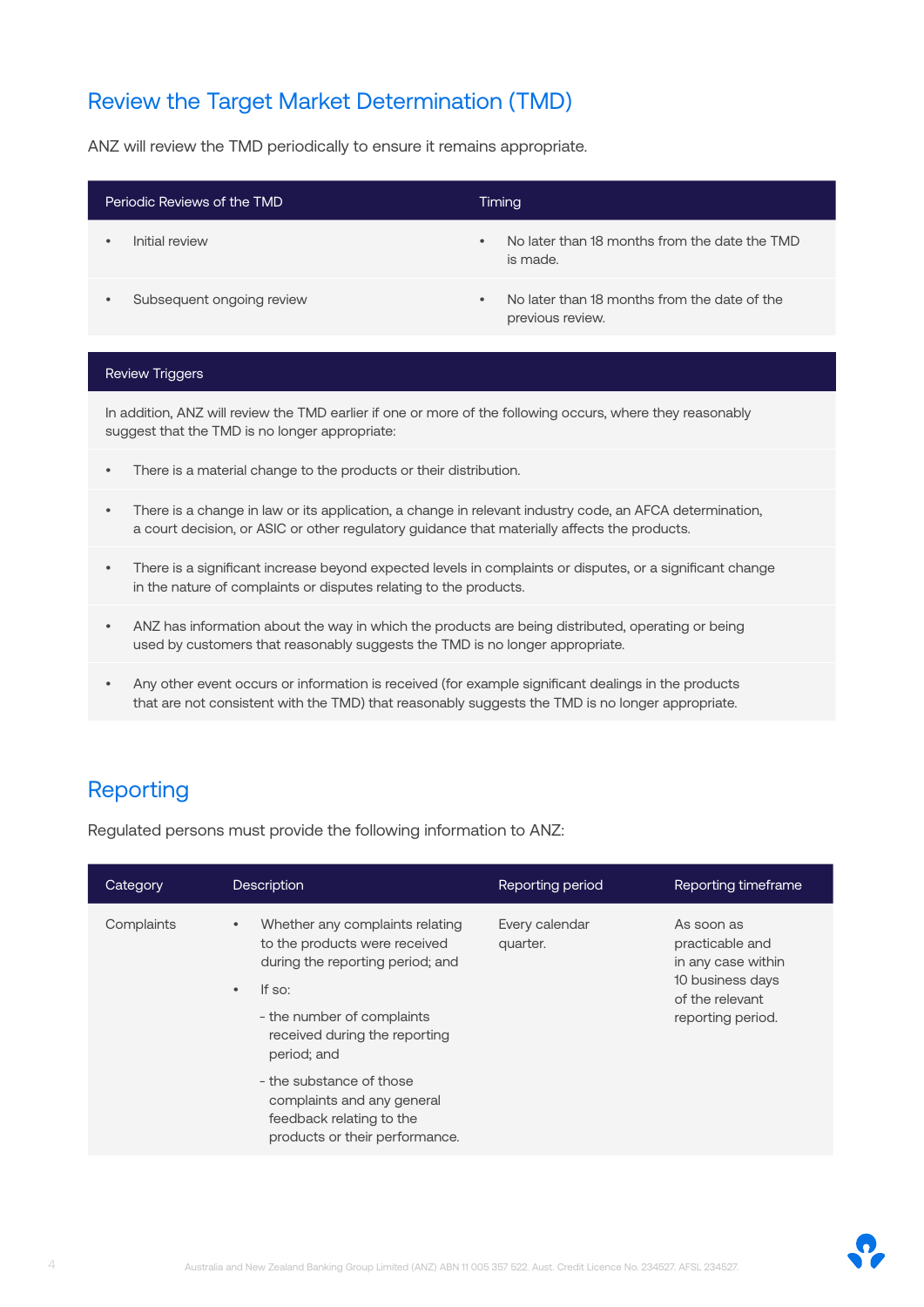## Review the Target Market Determination (TMD)

ANZ will review the TMD periodically to ensure it remains appropriate.

| Periodic Reviews of the TMD | Timing |
| --- | --- |
| • Initial review | • No later than 18 months from the date the TMD is made. |
| • Subsequent ongoing review | • No later than 18 months from the date of the previous review. |

| Review Triggers |
| --- |
| In addition, ANZ will review the TMD earlier if one or more of the following occurs, where they reasonably suggest that the TMD is no longer appropriate: |
| • There is a material change to the products or their distribution. |
| • There is a change in law or its application, a change in relevant industry code, an AFCA determination, a court decision, or ASIC or other regulatory guidance that materially affects the products. |
| • There is a significant increase beyond expected levels in complaints or disputes, or a significant change in the nature of complaints or disputes relating to the products. |
| • ANZ has information about the way in which the products are being distributed, operating or being used by customers that reasonably suggests the TMD is no longer appropriate. |
| • Any other event occurs or information is received (for example significant dealings in the products that are not consistent with the TMD) that reasonably suggests the TMD is no longer appropriate. |

## Reporting

Regulated persons must provide the following information to ANZ:

| Category | Description | Reporting period | Reporting timeframe |
| --- | --- | --- | --- |
| Complaints | • Whether any complaints relating to the products were received during the reporting period; and<br>• If so:<br>- the number of complaints received during the reporting period; and<br>- the substance of those complaints and any general feedback relating to the products or their performance. | Every calendar quarter. | As soon as practicable and in any case within 10 business days of the relevant reporting period. |

Australia and New Zealand Banking Group Limited (ANZ) ABN 11 005 357 522. Aust. Credit Licence No. 234527. AFSL 234527.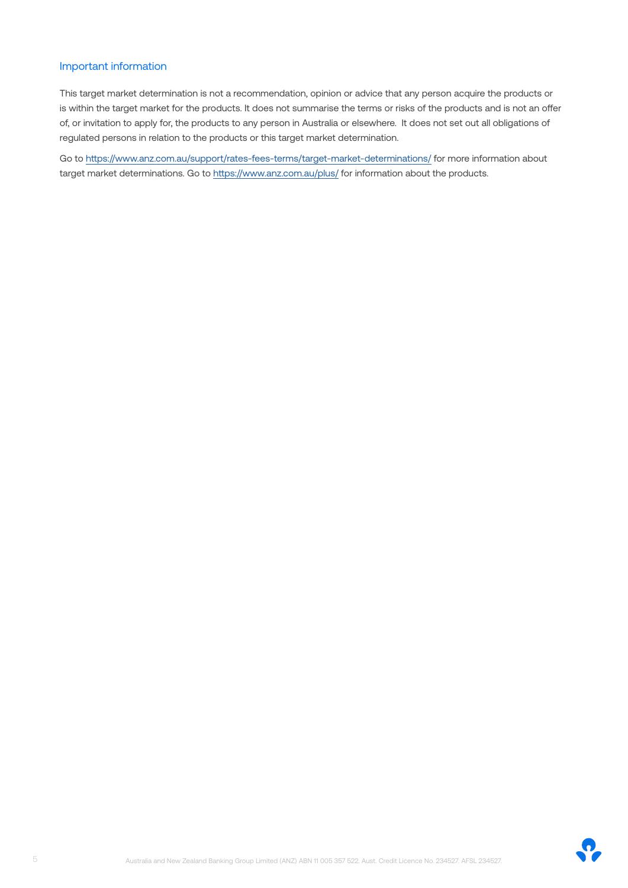## Important information

This target market determination is not a recommendation, opinion or advice that any person acquire the products or is within the target market for the products. It does not summarise the terms or risks of the products and is not an offer of, or invitation to apply for, the products to any person in Australia or elsewhere. It does not set out all obligations of regulated persons in relation to the products or this target market determination.

Go to https://www.anz.com.au/support/rates-fees-terms/target-market-determinations/ for more information about target market determinations. Go to https://www.anz.com.au/plus/ for information about the products.

Australia and New Zealand Banking Group Limited (ANZ) ABN 11 005 357 522. Aust. Credit Licence No. 234527. AFSL 234527.